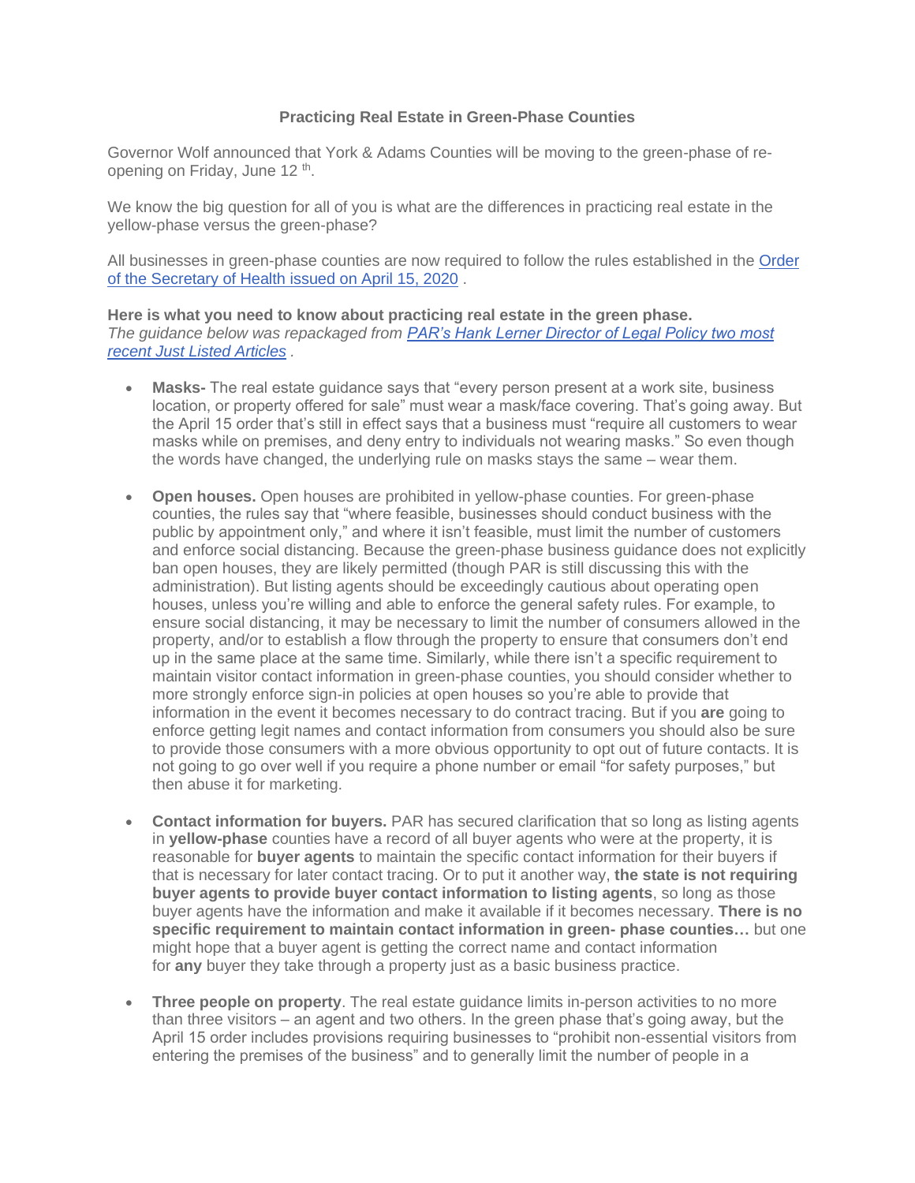# Practicing Real Estate in Green-Phase Counties

Governor Wolf announced that York & Adams Counties will be moving to the green-phase of re-opening on Friday, June 12 th.

We know the big question for all of you is what are the differences in practicing real estate in the yellow-phase versus the green-phase?

All businesses in green-phase counties are now required to follow the rules established in the [Order of the Secretary of Health issued on April 15, 2020](#) .

**Here is what you need to know about practicing real estate in the green phase.**
*The guidance below was repackaged from [PAR's Hank Lerner Director of Legal Policy two most recent Just Listed Articles](#) .*

- **Masks-** The real estate guidance says that "every person present at a work site, business location, or property offered for sale" must wear a mask/face covering. That's going away. But the April 15 order that's still in effect says that a business must "require all customers to wear masks while on premises, and deny entry to individuals not wearing masks." So even though the words have changed, the underlying rule on masks stays the same – wear them.

- **Open houses.** Open houses are prohibited in yellow-phase counties. For green-phase counties, the rules say that "where feasible, businesses should conduct business with the public by appointment only," and where it isn't feasible, must limit the number of customers and enforce social distancing. Because the green-phase business guidance does not explicitly ban open houses, they are likely permitted (though PAR is still discussing this with the administration). But listing agents should be exceedingly cautious about operating open houses, unless you're willing and able to enforce the general safety rules. For example, to ensure social distancing, it may be necessary to limit the number of consumers allowed in the property, and/or to establish a flow through the property to ensure that consumers don't end up in the same place at the same time. Similarly, while there isn't a specific requirement to maintain visitor contact information in green-phase counties, you should consider whether to more strongly enforce sign-in policies at open houses so you're able to provide that information in the event it becomes necessary to do contract tracing. But if you **are** going to enforce getting legit names and contact information from consumers you should also be sure to provide those consumers with a more obvious opportunity to opt out of future contacts. It is not going to go over well if you require a phone number or email "for safety purposes," but then abuse it for marketing.

- **Contact information for buyers.** PAR has secured clarification that so long as listing agents in **yellow-phase** counties have a record of all buyer agents who were at the property, it is reasonable for **buyer agents** to maintain the specific contact information for their buyers if that is necessary for later contact tracing. Or to put it another way, **the state is not requiring buyer agents to provide buyer contact information to listing agents**, so long as those buyer agents have the information and make it available if it becomes necessary. **There is no specific requirement to maintain contact information in green- phase counties…** but one might hope that a buyer agent is getting the correct name and contact information for **any** buyer they take through a property just as a basic business practice.

- **Three people on property**. The real estate guidance limits in-person activities to no more than three visitors – an agent and two others. In the green phase that's going away, but the April 15 order includes provisions requiring businesses to "prohibit non-essential visitors from entering the premises of the business" and to generally limit the number of people in a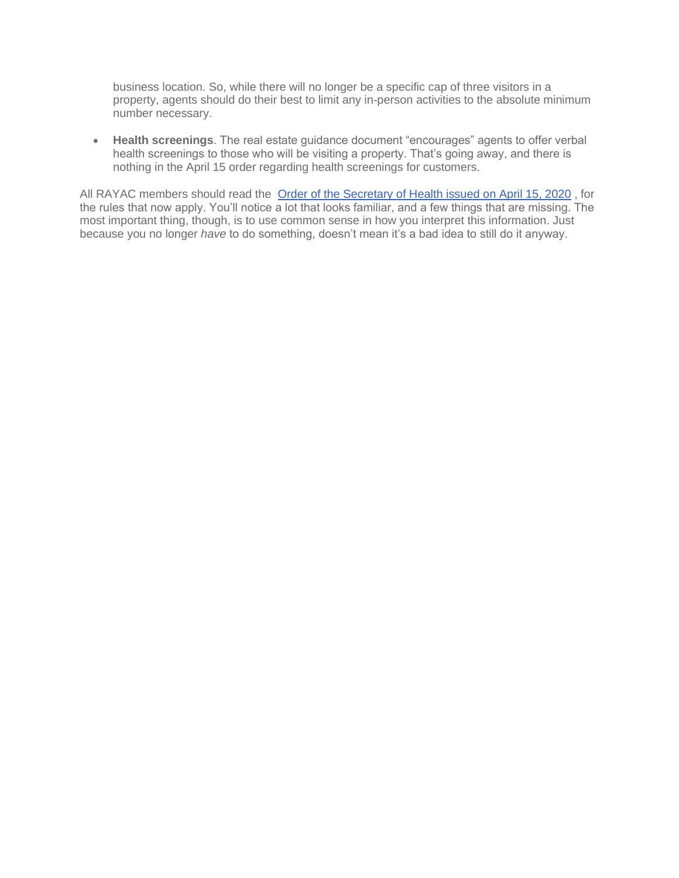business location. So, while there will no longer be a specific cap of three visitors in a property, agents should do their best to limit any in-person activities to the absolute minimum number necessary.

- **Health screenings**. The real estate guidance document "encourages" agents to offer verbal health screenings to those who will be visiting a property. That's going away, and there is nothing in the April 15 order regarding health screenings for customers.

All RAYAC members should read the [Order of the Secretary of Health issued on April 15, 2020](), for the rules that now apply. You'll notice a lot that looks familiar, and a few things that are missing. The most important thing, though, is to use common sense in how you interpret this information. Just because you no longer *have* to do something, doesn't mean it's a bad idea to still do it anyway.